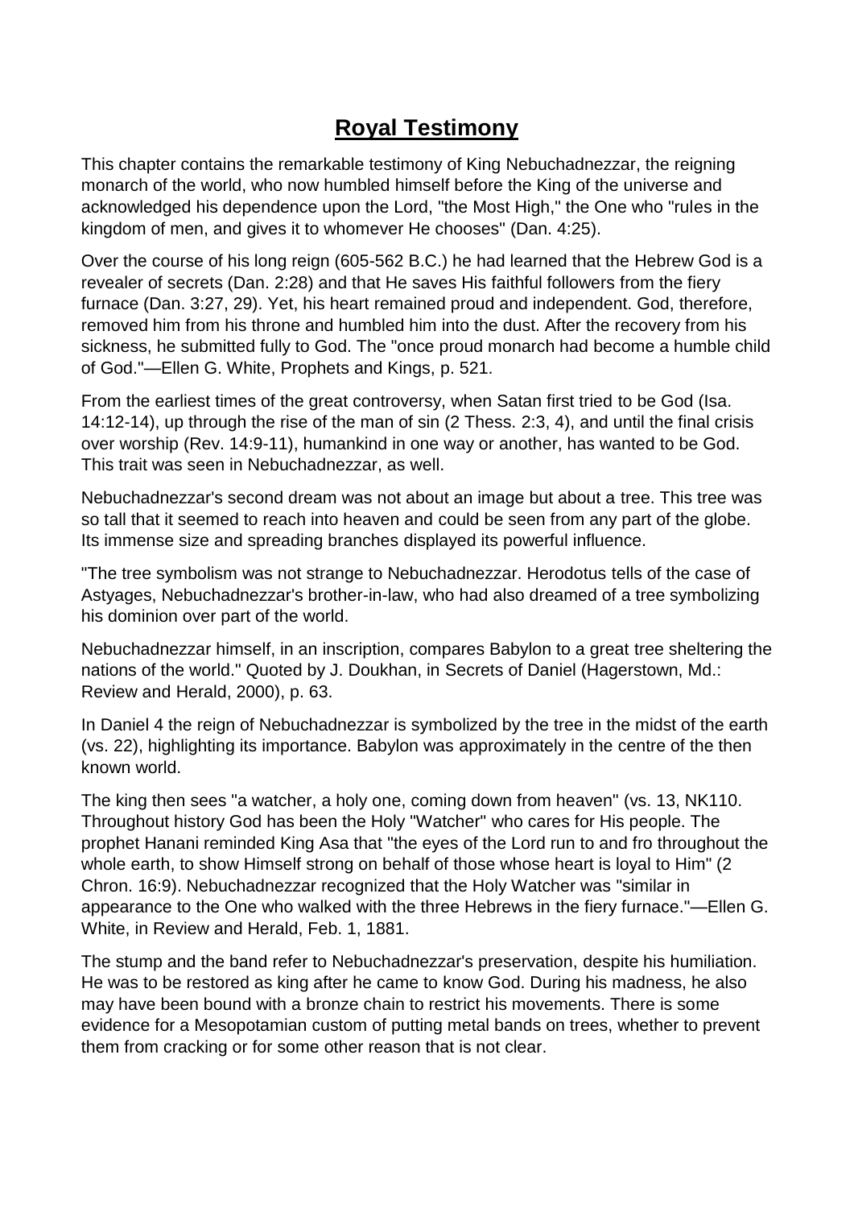# **Royal Testimony**

This chapter contains the remarkable testimony of King Nebuchadnezzar, the reigning monarch of the world, who now humbled himself before the King of the universe and acknowledged his dependence upon the Lord, "the Most High," the One who "rules in the kingdom of men, and gives it to whomever He chooses" (Dan. 4:25).

Over the course of his long reign (605-562 B.C.) he had learned that the Hebrew God is a revealer of secrets (Dan. 2:28) and that He saves His faithful followers from the fiery furnace (Dan. 3:27, 29). Yet, his heart remained proud and independent. God, therefore, removed him from his throne and humbled him into the dust. After the recovery from his sickness, he submitted fully to God. The "once proud monarch had become a humble child of God."—Ellen G. White, Prophets and Kings, p. 521.

From the earliest times of the great controversy, when Satan first tried to be God (Isa. 14:12-14), up through the rise of the man of sin (2 Thess. 2:3, 4), and until the final crisis over worship (Rev. 14:9-11), humankind in one way or another, has wanted to be God. This trait was seen in Nebuchadnezzar, as well.

Nebuchadnezzar's second dream was not about an image but about a tree. This tree was so tall that it seemed to reach into heaven and could be seen from any part of the globe. Its immense size and spreading branches displayed its powerful influence.

"The tree symbolism was not strange to Nebuchadnezzar. Herodotus tells of the case of Astyages, Nebuchadnezzar's brother-in-law, who had also dreamed of a tree symbolizing his dominion over part of the world.

Nebuchadnezzar himself, in an inscription, compares Babylon to a great tree sheltering the nations of the world." Quoted by J. Doukhan, in Secrets of Daniel (Hagerstown, Md.: Review and Herald, 2000), p. 63.

In Daniel 4 the reign of Nebuchadnezzar is symbolized by the tree in the midst of the earth (vs. 22), highlighting its importance. Babylon was approximately in the centre of the then known world.

The king then sees "a watcher, a holy one, coming down from heaven" (vs. 13, NK110. Throughout history God has been the Holy "Watcher" who cares for His people. The prophet Hanani reminded King Asa that "the eyes of the Lord run to and fro throughout the whole earth, to show Himself strong on behalf of those whose heart is loyal to Him" (2 Chron. 16:9). Nebuchadnezzar recognized that the Holy Watcher was "similar in appearance to the One who walked with the three Hebrews in the fiery furnace."—Ellen G. White, in Review and Herald, Feb. 1, 1881.

The stump and the band refer to Nebuchadnezzar's preservation, despite his humiliation. He was to be restored as king after he came to know God. During his madness, he also may have been bound with a bronze chain to restrict his movements. There is some evidence for a Mesopotamian custom of putting metal bands on trees, whether to prevent them from cracking or for some other reason that is not clear.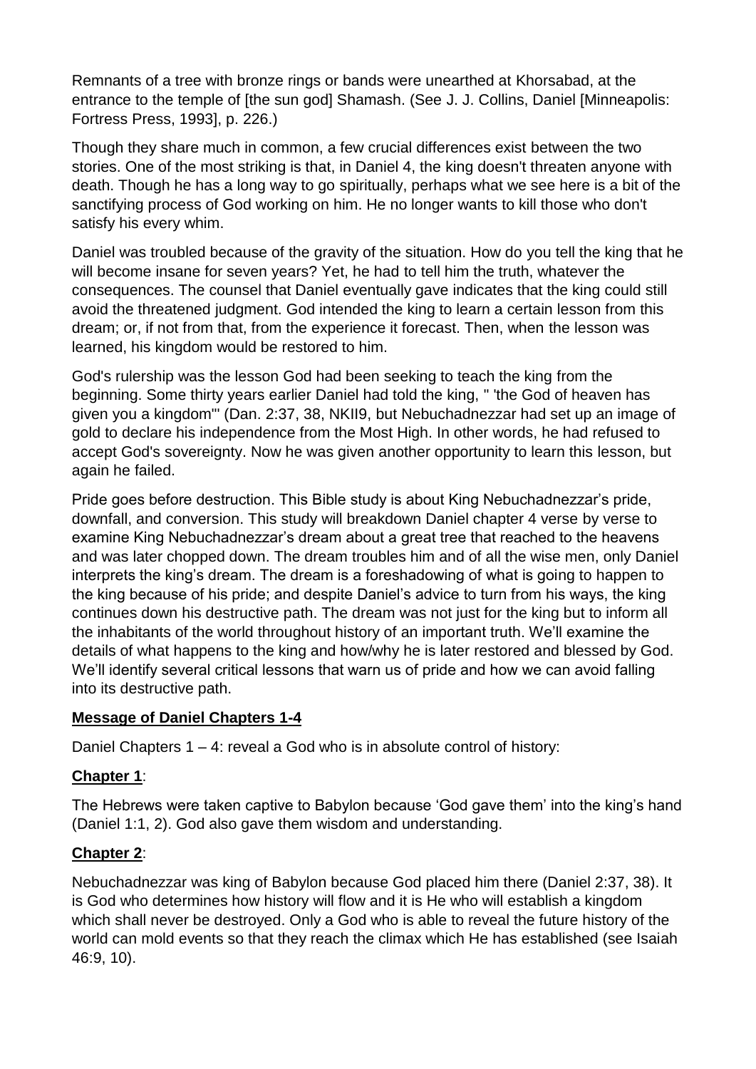Remnants of a tree with bronze rings or bands were unearthed at Khorsabad, at the entrance to the temple of [the sun god] Shamash. (See J. J. Collins, Daniel [Minneapolis: Fortress Press, 1993], p. 226.)

Though they share much in common, a few crucial differences exist between the two stories. One of the most striking is that, in Daniel 4, the king doesn't threaten anyone with death. Though he has a long way to go spiritually, perhaps what we see here is a bit of the sanctifying process of God working on him. He no longer wants to kill those who don't satisfy his every whim.

Daniel was troubled because of the gravity of the situation. How do you tell the king that he will become insane for seven years? Yet, he had to tell him the truth, whatever the consequences. The counsel that Daniel eventually gave indicates that the king could still avoid the threatened judgment. God intended the king to learn a certain lesson from this dream; or, if not from that, from the experience it forecast. Then, when the lesson was learned, his kingdom would be restored to him.

God's rulership was the lesson God had been seeking to teach the king from the beginning. Some thirty years earlier Daniel had told the king, " 'the God of heaven has given you a kingdom'" (Dan. 2:37, 38, NKII9, but Nebuchadnezzar had set up an image of gold to declare his independence from the Most High. In other words, he had refused to accept God's sovereignty. Now he was given another opportunity to learn this lesson, but again he failed.

Pride goes before destruction. This Bible study is about King Nebuchadnezzar's pride, downfall, and conversion. This study will breakdown Daniel chapter 4 verse by verse to examine King Nebuchadnezzar's dream about a great tree that reached to the heavens and was later chopped down. The dream troubles him and of all the wise men, only Daniel interprets the king's dream. The dream is a foreshadowing of what is going to happen to the king because of his pride; and despite Daniel's advice to turn from his ways, the king continues down his destructive path. The dream was not just for the king but to inform all the inhabitants of the world throughout history of an important truth. We'll examine the details of what happens to the king and how/why he is later restored and blessed by God. We'll identify several critical lessons that warn us of pride and how we can avoid falling into its destructive path.

**Message of Daniel Chapters 1-4**

Daniel Chapters 1 – 4: reveal a God who is in absolute control of history:

**Chapter 1**:

The Hebrews were taken captive to Babylon because 'God gave them' into the king's hand (Daniel 1:1, 2). God also gave them wisdom and understanding.

**Chapter 2**:

Nebuchadnezzar was king of Babylon because God placed him there (Daniel 2:37, 38). It is God who determines how history will flow and it is He who will establish a kingdom which shall never be destroyed. Only a God who is able to reveal the future history of the world can mold events so that they reach the climax which He has established (see Isaiah 46:9, 10).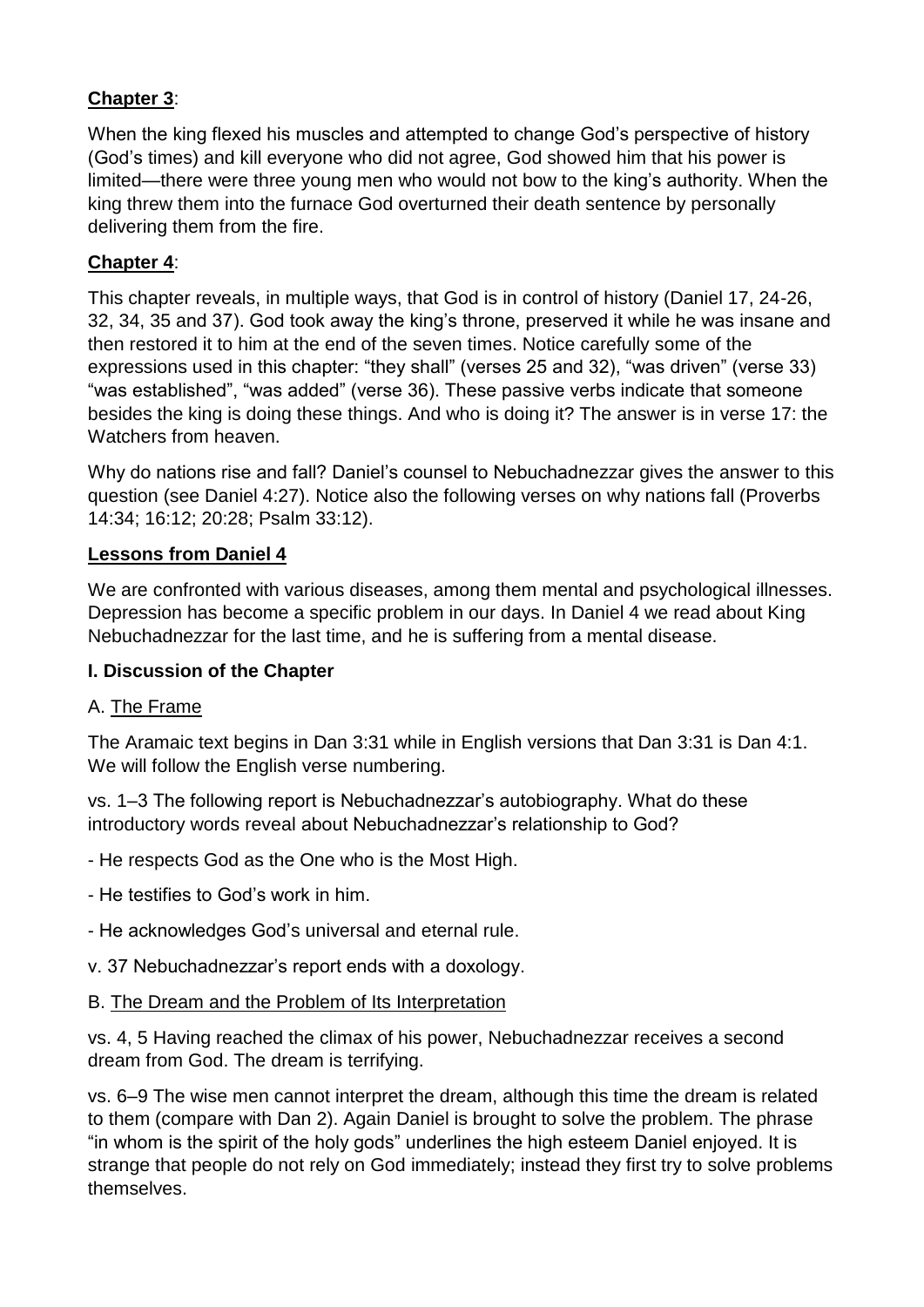**<u>Chapter 3</u>**:

When the king flexed his muscles and attempted to change God's perspective of history (God's times) and kill everyone who did not agree, God showed him that his power is limited—there were three young men who would not bow to the king's authority. When the king threw them into the furnace God overturned their death sentence by personally delivering them from the fire.

**<u>Chapter 4</u>**:

This chapter reveals, in multiple ways, that God is in control of history (Daniel 17, 24-26, 32, 34, 35 and 37). God took away the king's throne, preserved it while he was insane and then restored it to him at the end of the seven times. Notice carefully some of the expressions used in this chapter: "they shall" (verses 25 and 32), "was driven" (verse 33) "was established", "was added" (verse 36). These passive verbs indicate that someone besides the king is doing these things. And who is doing it? The answer is in verse 17: the Watchers from heaven.

Why do nations rise and fall? Daniel's counsel to Nebuchadnezzar gives the answer to this question (see Daniel 4:27). Notice also the following verses on why nations fall (Proverbs 14:34; 16:12; 20:28; Psalm 33:12).

**<u>Lessons from Daniel 4</u>**

We are confronted with various diseases, among them mental and psychological illnesses. Depression has become a specific problem in our days. In Daniel 4 we read about King Nebuchadnezzar for the last time, and he is suffering from a mental disease.

**I. Discussion of the Chapter**

A. <u>The Frame</u>

The Aramaic text begins in Dan 3:31 while in English versions that Dan 3:31 is Dan 4:1. We will follow the English verse numbering.

vs. 1–3 The following report is Nebuchadnezzar's autobiography. What do these introductory words reveal about Nebuchadnezzar's relationship to God?

- He respects God as the One who is the Most High.
- He testifies to God's work in him.
- He acknowledges God's universal and eternal rule.

v. 37 Nebuchadnezzar's report ends with a doxology.

B. <u>The Dream and the Problem of Its Interpretation</u>

vs. 4, 5 Having reached the climax of his power, Nebuchadnezzar receives a second dream from God. The dream is terrifying.

vs. 6–9 The wise men cannot interpret the dream, although this time the dream is related to them (compare with Dan 2). Again Daniel is brought to solve the problem. The phrase "in whom is the spirit of the holy gods" underlines the high esteem Daniel enjoyed. It is strange that people do not rely on God immediately; instead they first try to solve problems themselves.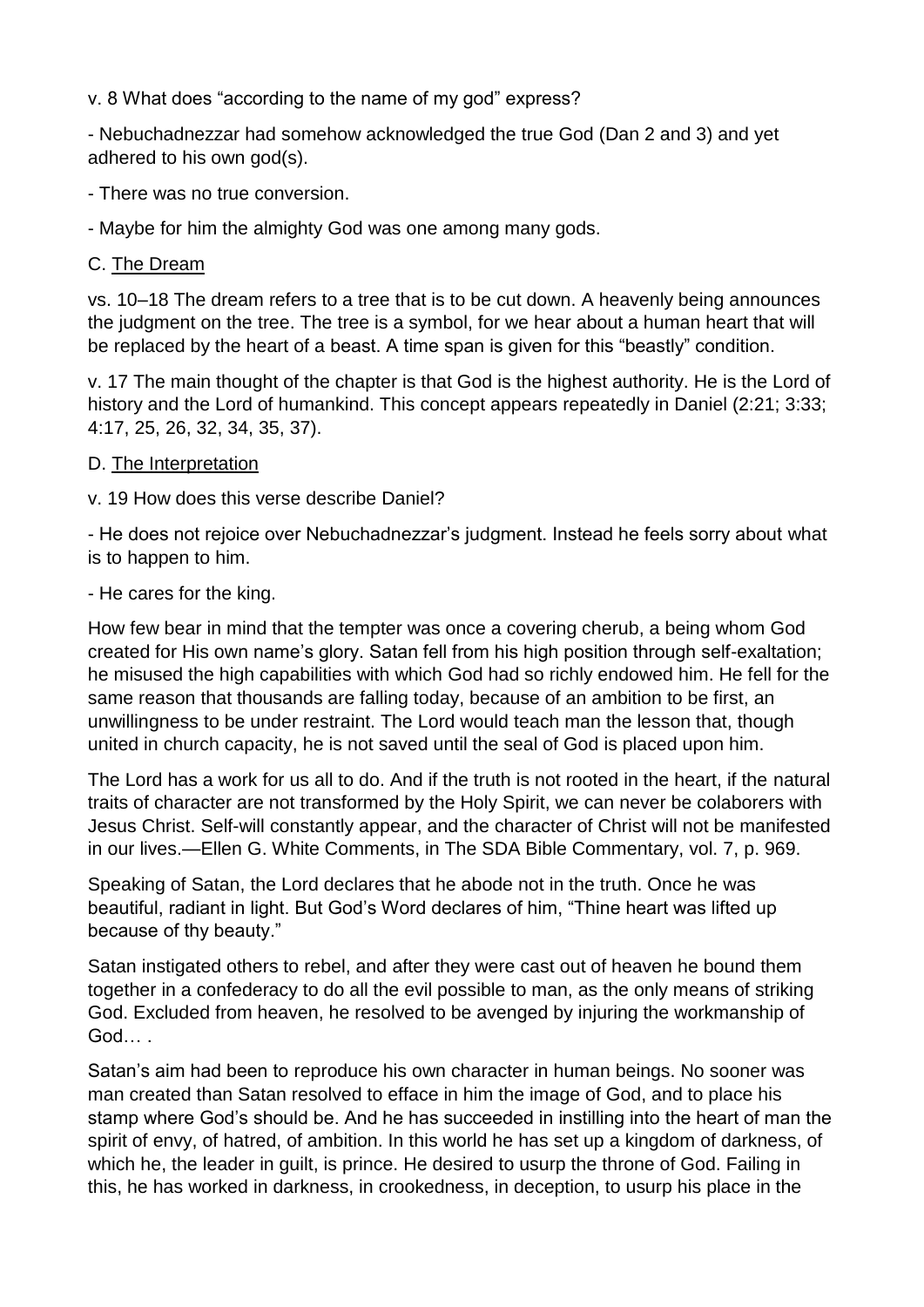v. 8 What does “according to the name of my god” express?

- Nebuchadnezzar had somehow acknowledged the true God (Dan 2 and 3) and yet adhered to his own god(s).

- There was no true conversion.

- Maybe for him the almighty God was one among many gods.

C. The Dream

vs. 10–18 The dream refers to a tree that is to be cut down. A heavenly being announces the judgment on the tree. The tree is a symbol, for we hear about a human heart that will be replaced by the heart of a beast. A time span is given for this “beastly” condition.

v. 17 The main thought of the chapter is that God is the highest authority. He is the Lord of history and the Lord of humankind. This concept appears repeatedly in Daniel (2:21; 3:33; 4:17, 25, 26, 32, 34, 35, 37).

D. The Interpretation

v. 19 How does this verse describe Daniel?

- He does not rejoice over Nebuchadnezzar’s judgment. Instead he feels sorry about what is to happen to him.

- He cares for the king.

How few bear in mind that the tempter was once a covering cherub, a being whom God created for His own name’s glory. Satan fell from his high position through self-exaltation; he misused the high capabilities with which God had so richly endowed him. He fell for the same reason that thousands are falling today, because of an ambition to be first, an unwillingness to be under restraint. The Lord would teach man the lesson that, though united in church capacity, he is not saved until the seal of God is placed upon him.

The Lord has a work for us all to do. And if the truth is not rooted in the heart, if the natural traits of character are not transformed by the Holy Spirit, we can never be colaborers with Jesus Christ. Self-will constantly appear, and the character of Christ will not be manifested in our lives.—Ellen G. White Comments, in The SDA Bible Commentary, vol. 7, p. 969.

Speaking of Satan, the Lord declares that he abode not in the truth. Once he was beautiful, radiant in light. But God’s Word declares of him, “Thine heart was lifted up because of thy beauty.”

Satan instigated others to rebel, and after they were cast out of heaven he bound them together in a confederacy to do all the evil possible to man, as the only means of striking God. Excluded from heaven, he resolved to be avenged by injuring the workmanship of God… .

Satan’s aim had been to reproduce his own character in human beings. No sooner was man created than Satan resolved to efface in him the image of God, and to place his stamp where God’s should be. And he has succeeded in instilling into the heart of man the spirit of envy, of hatred, of ambition. In this world he has set up a kingdom of darkness, of which he, the leader in guilt, is prince. He desired to usurp the throne of God. Failing in this, he has worked in darkness, in crookedness, in deception, to usurp his place in the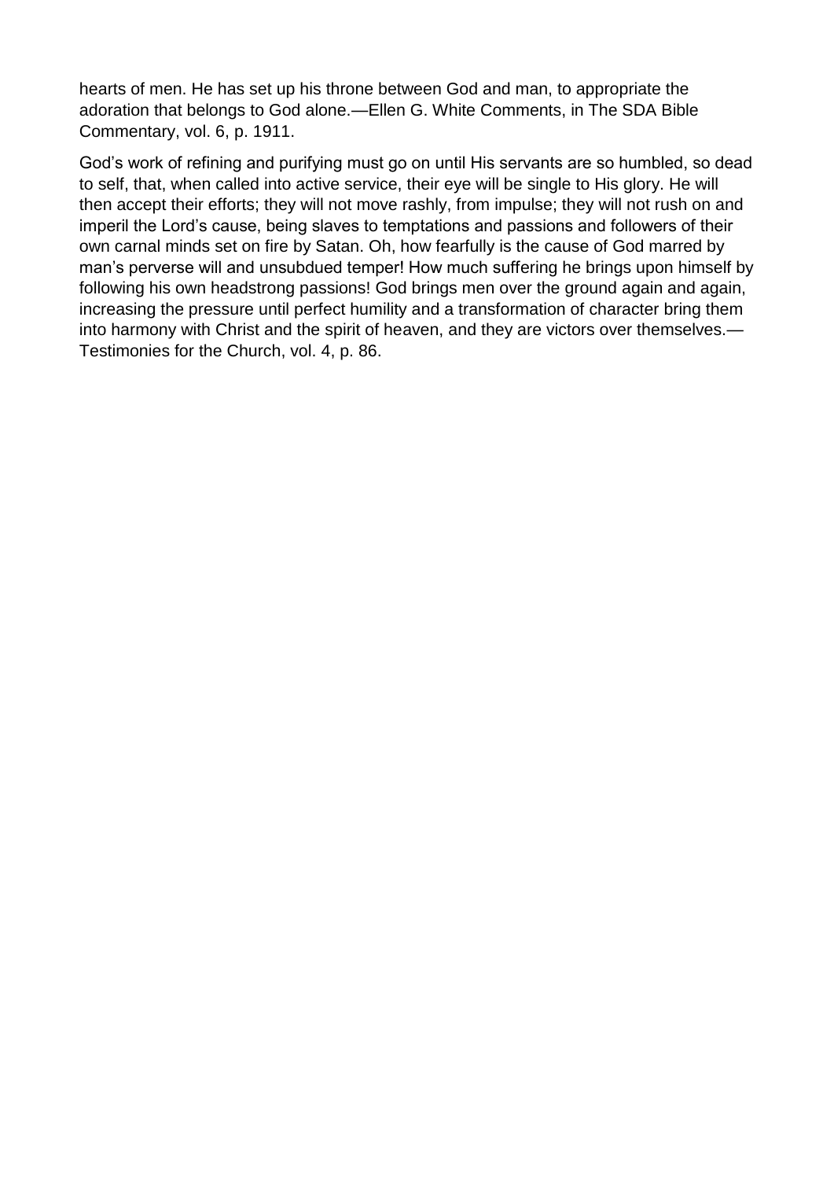hearts of men. He has set up his throne between God and man, to appropriate the adoration that belongs to God alone.—Ellen G. White Comments, in The SDA Bible Commentary, vol. 6, p. 1911.

God's work of refining and purifying must go on until His servants are so humbled, so dead to self, that, when called into active service, their eye will be single to His glory. He will then accept their efforts; they will not move rashly, from impulse; they will not rush on and imperil the Lord's cause, being slaves to temptations and passions and followers of their own carnal minds set on fire by Satan. Oh, how fearfully is the cause of God marred by man's perverse will and unsubdued temper! How much suffering he brings upon himself by following his own headstrong passions! God brings men over the ground again and again, increasing the pressure until perfect humility and a transformation of character bring them into harmony with Christ and the spirit of heaven, and they are victors over themselves.—Testimonies for the Church, vol. 4, p. 86.